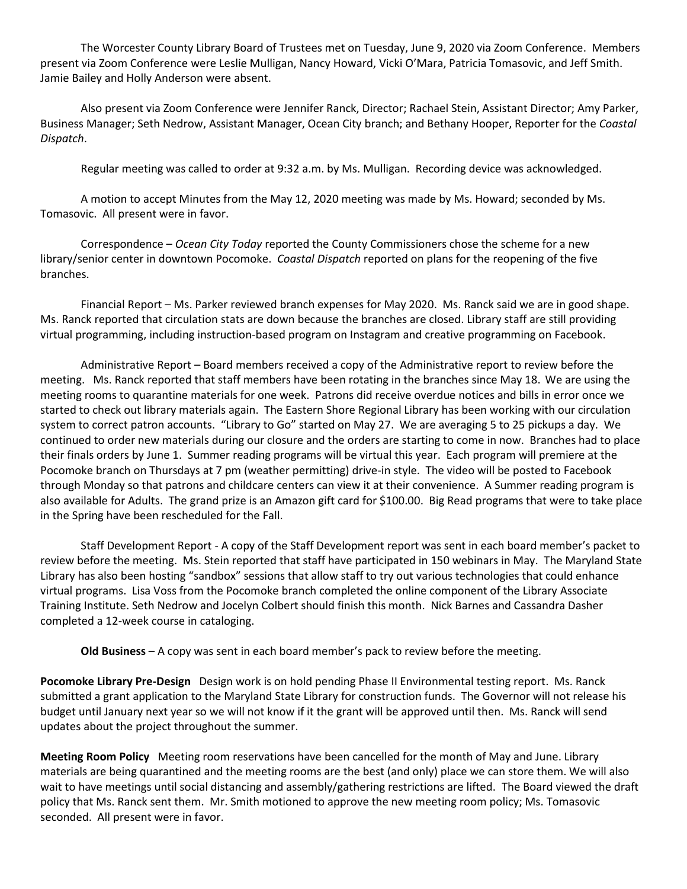The Worcester County Library Board of Trustees met on Tuesday, June 9, 2020 via Zoom Conference. Members present via Zoom Conference were Leslie Mulligan, Nancy Howard, Vicki O'Mara, Patricia Tomasovic, and Jeff Smith. Jamie Bailey and Holly Anderson were absent.

Also present via Zoom Conference were Jennifer Ranck, Director; Rachael Stein, Assistant Director; Amy Parker, Business Manager; Seth Nedrow, Assistant Manager, Ocean City branch; and Bethany Hooper, Reporter for the *Coastal Dispatch*.

Regular meeting was called to order at 9:32 a.m. by Ms. Mulligan. Recording device was acknowledged.

A motion to accept Minutes from the May 12, 2020 meeting was made by Ms. Howard; seconded by Ms. Tomasovic. All present were in favor.

Correspondence – *Ocean City Today* reported the County Commissioners chose the scheme for a new library/senior center in downtown Pocomoke. *Coastal Dispatch* reported on plans for the reopening of the five branches.

Financial Report – Ms. Parker reviewed branch expenses for May 2020. Ms. Ranck said we are in good shape. Ms. Ranck reported that circulation stats are down because the branches are closed. Library staff are still providing virtual programming, including instruction-based program on Instagram and creative programming on Facebook.

Administrative Report – Board members received a copy of the Administrative report to review before the meeting. Ms. Ranck reported that staff members have been rotating in the branches since May 18. We are using the meeting rooms to quarantine materials for one week. Patrons did receive overdue notices and bills in error once we started to check out library materials again. The Eastern Shore Regional Library has been working with our circulation system to correct patron accounts. "Library to Go" started on May 27. We are averaging 5 to 25 pickups a day. We continued to order new materials during our closure and the orders are starting to come in now. Branches had to place their finals orders by June 1. Summer reading programs will be virtual this year. Each program will premiere at the Pocomoke branch on Thursdays at 7 pm (weather permitting) drive-in style. The video will be posted to Facebook through Monday so that patrons and childcare centers can view it at their convenience. A Summer reading program is also available for Adults. The grand prize is an Amazon gift card for $100.00. Big Read programs that were to take place in the Spring have been rescheduled for the Fall.

Staff Development Report - A copy of the Staff Development report was sent in each board member's packet to review before the meeting. Ms. Stein reported that staff have participated in 150 webinars in May. The Maryland State Library has also been hosting "sandbox" sessions that allow staff to try out various technologies that could enhance virtual programs. Lisa Voss from the Pocomoke branch completed the online component of the Library Associate Training Institute. Seth Nedrow and Jocelyn Colbert should finish this month. Nick Barnes and Cassandra Dasher completed a 12-week course in cataloging.

**Old Business** – A copy was sent in each board member's pack to review before the meeting.

**Pocomoke Library Pre-Design** Design work is on hold pending Phase II Environmental testing report. Ms. Ranck submitted a grant application to the Maryland State Library for construction funds. The Governor will not release his budget until January next year so we will not know if it the grant will be approved until then. Ms. Ranck will send updates about the project throughout the summer.

**Meeting Room Policy** Meeting room reservations have been cancelled for the month of May and June. Library materials are being quarantined and the meeting rooms are the best (and only) place we can store them. We will also wait to have meetings until social distancing and assembly/gathering restrictions are lifted. The Board viewed the draft policy that Ms. Ranck sent them. Mr. Smith motioned to approve the new meeting room policy; Ms. Tomasovic seconded. All present were in favor.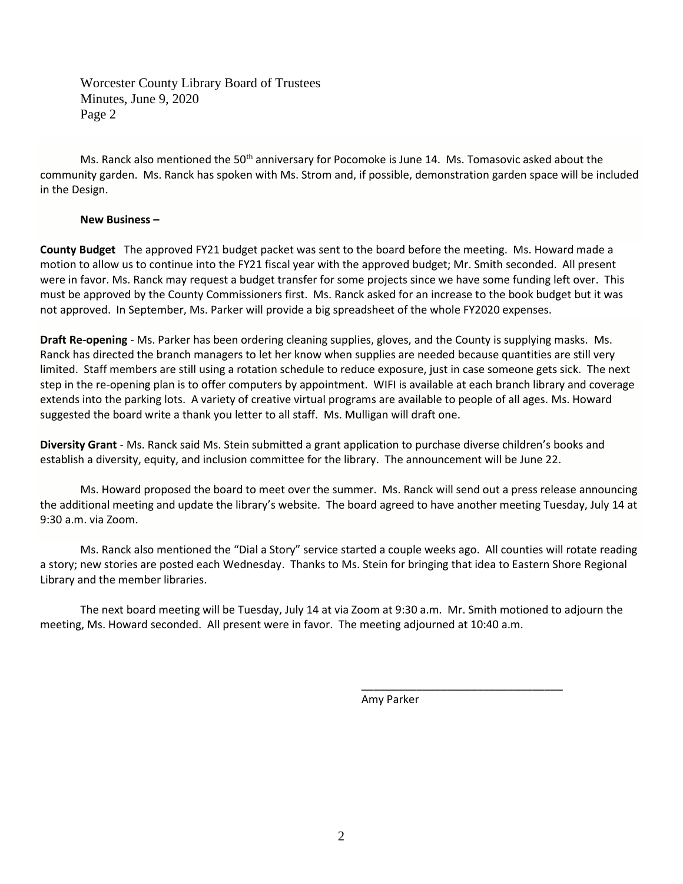Ms. Ranck also mentioned the 50th anniversary for Pocomoke is June 14. Ms. Tomasovic asked about the community garden. Ms. Ranck has spoken with Ms. Strom and, if possible, demonstration garden space will be included in the Design.

**New Business –**

**County Budget** The approved FY21 budget packet was sent to the board before the meeting. Ms. Howard made a motion to allow us to continue into the FY21 fiscal year with the approved budget; Mr. Smith seconded. All present were in favor. Ms. Ranck may request a budget transfer for some projects since we have some funding left over. This must be approved by the County Commissioners first. Ms. Ranck asked for an increase to the book budget but it was not approved. In September, Ms. Parker will provide a big spreadsheet of the whole FY2020 expenses.

**Draft Re-opening** - Ms. Parker has been ordering cleaning supplies, gloves, and the County is supplying masks. Ms. Ranck has directed the branch managers to let her know when supplies are needed because quantities are still very limited. Staff members are still using a rotation schedule to reduce exposure, just in case someone gets sick. The next step in the re-opening plan is to offer computers by appointment. WIFI is available at each branch library and coverage extends into the parking lots. A variety of creative virtual programs are available to people of all ages. Ms. Howard suggested the board write a thank you letter to all staff. Ms. Mulligan will draft one.

**Diversity Grant** - Ms. Ranck said Ms. Stein submitted a grant application to purchase diverse children's books and establish a diversity, equity, and inclusion committee for the library. The announcement will be June 22.

Ms. Howard proposed the board to meet over the summer. Ms. Ranck will send out a press release announcing the additional meeting and update the library's website. The board agreed to have another meeting Tuesday, July 14 at 9:30 a.m. via Zoom.

Ms. Ranck also mentioned the "Dial a Story" service started a couple weeks ago. All counties will rotate reading a story; new stories are posted each Wednesday. Thanks to Ms. Stein for bringing that idea to Eastern Shore Regional Library and the member libraries.

The next board meeting will be Tuesday, July 14 at via Zoom at 9:30 a.m. Mr. Smith motioned to adjourn the meeting, Ms. Howard seconded. All present were in favor. The meeting adjourned at 10:40 a.m.

\_\_\_\_\_\_\_\_\_\_\_\_\_\_\_\_\_\_\_\_\_\_\_\_\_\_\_\_\_\_\_\_

Amy Parker